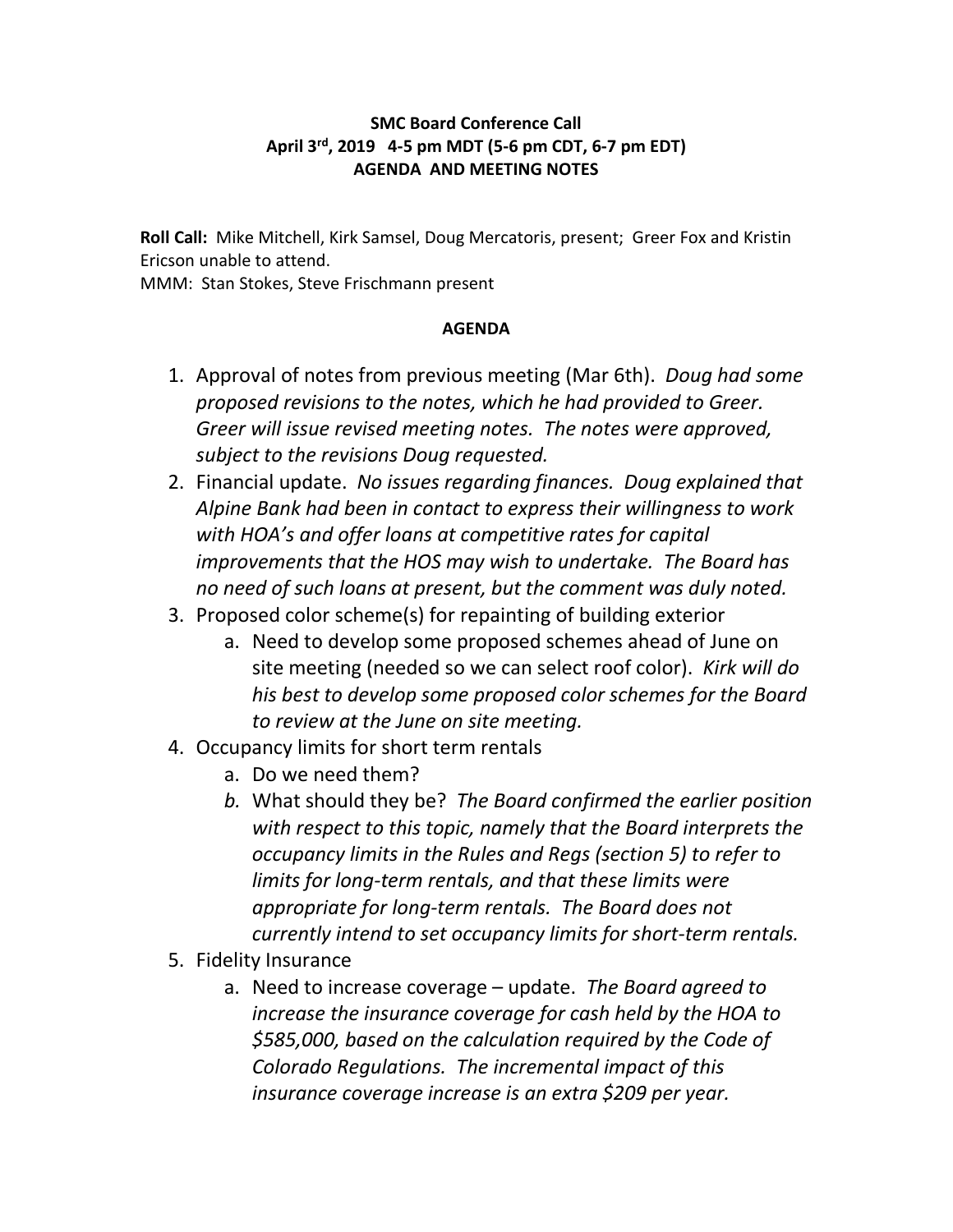**SMC Board Conference Call**
**April 3rd, 2019 4-5 pm MDT (5-6 pm CDT, 6-7 pm EDT)**
**AGENDA AND MEETING NOTES**

**Roll Call:** Mike Mitchell, Kirk Samsel, Doug Mercatoris, present; Greer Fox and Kristin Ericson unable to attend.
MMM: Stan Stokes, Steve Frischmann present

**AGENDA**

1. Approval of notes from previous meeting (Mar 6th). *Doug had some proposed revisions to the notes, which he had provided to Greer. Greer will issue revised meeting notes. The notes were approved, subject to the revisions Doug requested.*
2. Financial update. *No issues regarding finances. Doug explained that Alpine Bank had been in contact to express their willingness to work with HOA's and offer loans at competitive rates for capital improvements that the HOS may wish to undertake. The Board has no need of such loans at present, but the comment was duly noted.*
3. Proposed color scheme(s) for repainting of building exterior
   a. Need to develop some proposed schemes ahead of June on site meeting (needed so we can select roof color). *Kirk will do his best to develop some proposed color schemes for the Board to review at the June on site meeting.*
4. Occupancy limits for short term rentals
   a. Do we need them?
   *b.* What should they be? *The Board confirmed the earlier position with respect to this topic, namely that the Board interprets the occupancy limits in the Rules and Regs (section 5) to refer to limits for long-term rentals, and that these limits were appropriate for long-term rentals. The Board does not currently intend to set occupancy limits for short-term rentals.*
5. Fidelity Insurance
   a. Need to increase coverage – update. *The Board agreed to increase the insurance coverage for cash held by the HOA to $585,000, based on the calculation required by the Code of Colorado Regulations. The incremental impact of this insurance coverage increase is an extra $209 per year.*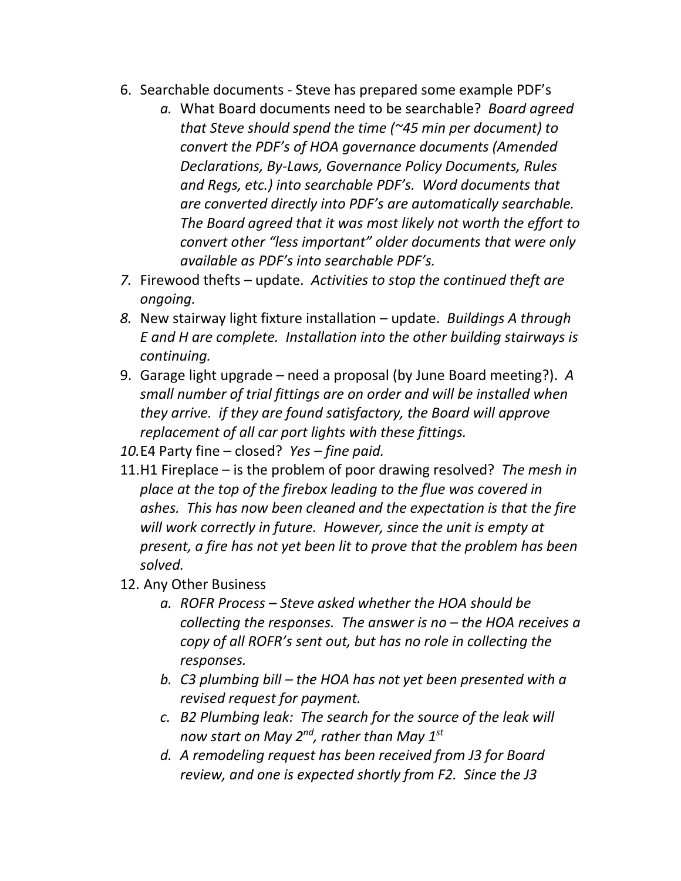6. Searchable documents - Steve has prepared some example PDF's
    a. What Board documents need to be searchable? *Board agreed that Steve should spend the time (~45 min per document) to convert the PDF's of HOA governance documents (Amended Declarations, By-Laws, Governance Policy Documents, Rules and Regs, etc.) into searchable PDF's. Word documents that are converted directly into PDF's are automatically searchable. The Board agreed that it was most likely not worth the effort to convert other "less important" older documents that were only available as PDF's into searchable PDF's.*
7. Firewood thefts – update. *Activities to stop the continued theft are ongoing.*
8. New stairway light fixture installation – update. *Buildings A through E and H are complete. Installation into the other building stairways is continuing.*
9. Garage light upgrade – need a proposal (by June Board meeting?). *A small number of trial fittings are on order and will be installed when they arrive. if they are found satisfactory, the Board will approve replacement of all car port lights with these fittings.*
10. E4 Party fine – closed? *Yes – fine paid.*
11. H1 Fireplace – is the problem of poor drawing resolved? *The mesh in place at the top of the firebox leading to the flue was covered in ashes. This has now been cleaned and the expectation is that the fire will work correctly in future. However, since the unit is empty at present, a fire has not yet been lit to prove that the problem has been solved.*
12. Any Other Business
    a. *ROFR Process – Steve asked whether the HOA should be collecting the responses. The answer is no – the HOA receives a copy of all ROFR's sent out, but has no role in collecting the responses.*
    b. *C3 plumbing bill – the HOA has not yet been presented with a revised request for payment.*
    c. *B2 Plumbing leak: The search for the source of the leak will now start on May 2nd, rather than May 1st*
    d. *A remodeling request has been received from J3 for Board review, and one is expected shortly from F2. Since the J3*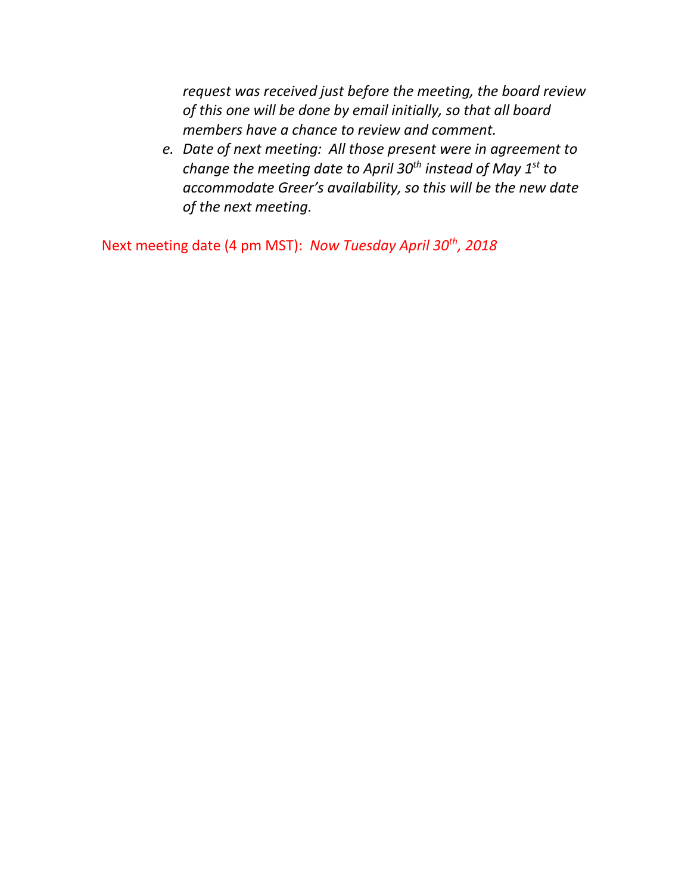*request was received just before the meeting, the board review of this one will be done by email initially, so that all board members have a chance to review and comment.*

*e. Date of next meeting: All those present were in agreement to change the meeting date to April 30th instead of May 1st to accommodate Greer's availability, so this will be the new date of the next meeting.*

Next meeting date (4 pm MST): *Now Tuesday April 30th, 2018*